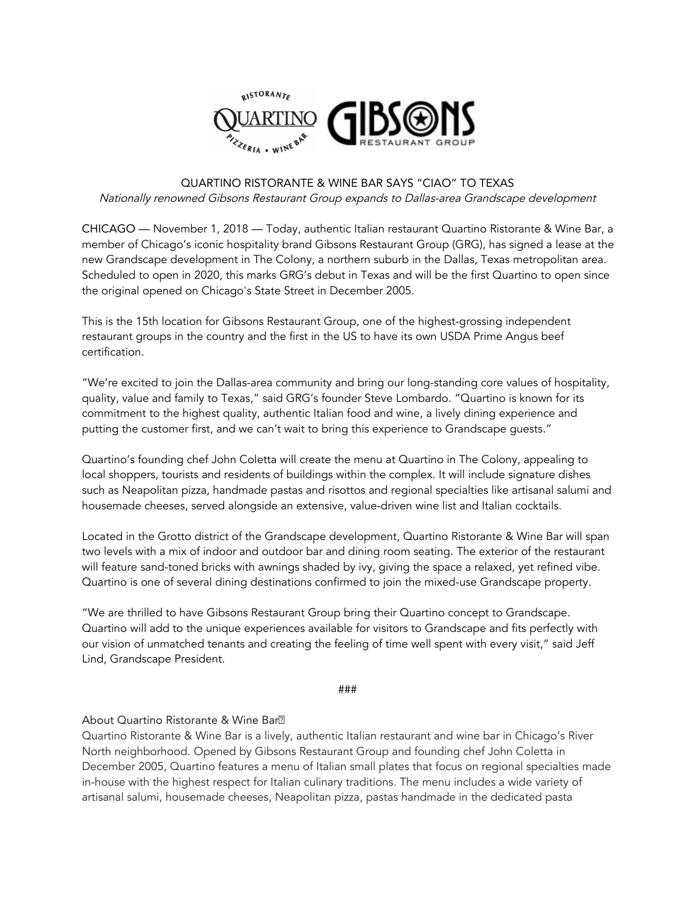# QUARTINO RISTORANTE & WINE BAR SAYS "CIAO" TO TEXAS

*Nationally renowned Gibsons Restaurant Group expands to Dallas-area Grandscape development*

CHICAGO — November 1, 2018 — Today, authentic Italian restaurant Quartino Ristorante & Wine Bar, a member of Chicago's iconic hospitality brand Gibsons Restaurant Group (GRG), has signed a lease at the new Grandscape development in The Colony, a northern suburb in the Dallas, Texas metropolitan area. Scheduled to open in 2020, this marks GRG's debut in Texas and will be the first Quartino to open since the original opened on Chicago's State Street in December 2005.

This is the 15th location for Gibsons Restaurant Group, one of the highest-grossing independent restaurant groups in the country and the first in the US to have its own USDA Prime Angus beef certification.

"We're excited to join the Dallas-area community and bring our long-standing core values of hospitality, quality, value and family to Texas," said GRG's founder Steve Lombardo. "Quartino is known for its commitment to the highest quality, authentic Italian food and wine, a lively dining experience and putting the customer first, and we can't wait to bring this experience to Grandscape guests."

Quartino's founding chef John Coletta will create the menu at Quartino in The Colony, appealing to local shoppers, tourists and residents of buildings within the complex. It will include signature dishes such as Neapolitan pizza, handmade pastas and risottos and regional specialties like artisanal salumi and housemade cheeses, served alongside an extensive, value-driven wine list and Italian cocktails.

Located in the Grotto district of the Grandscape development, Quartino Ristorante & Wine Bar will span two levels with a mix of indoor and outdoor bar and dining room seating. The exterior of the restaurant will feature sand-toned bricks with awnings shaded by ivy, giving the space a relaxed, yet refined vibe. Quartino is one of several dining destinations confirmed to join the mixed-use Grandscape property.

"We are thrilled to have Gibsons Restaurant Group bring their Quartino concept to Grandscape. Quartino will add to the unique experiences available for visitors to Grandscape and fits perfectly with our vision of unmatched tenants and creating the feeling of time well spent with every visit," said Jeff Lind, Grandscape President.

###

About Quartino Ristorante & Wine Bar

Quartino Ristorante & Wine Bar is a lively, authentic Italian restaurant and wine bar in Chicago's River North neighborhood. Opened by Gibsons Restaurant Group and founding chef John Coletta in December 2005, Quartino features a menu of Italian small plates that focus on regional specialties made in-house with the highest respect for Italian culinary traditions. The menu includes a wide variety of artisanal salumi, housemade cheeses, Neapolitan pizza, pastas handmade in the dedicated pasta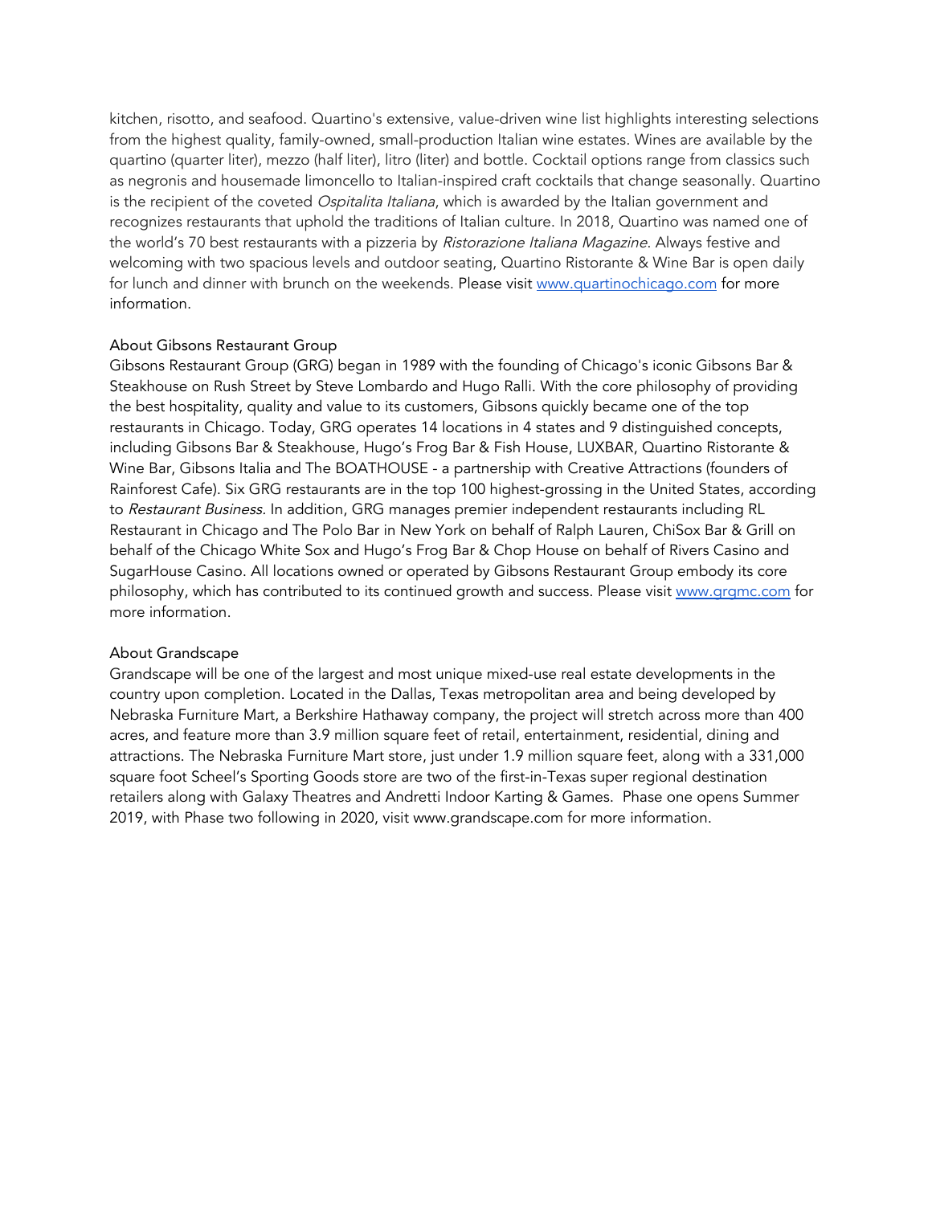kitchen, risotto, and seafood. Quartino's extensive, value-driven wine list highlights interesting selections from the highest quality, family-owned, small-production Italian wine estates. Wines are available by the quartino (quarter liter), mezzo (half liter), litro (liter) and bottle. Cocktail options range from classics such as negronis and housemade limoncello to Italian-inspired craft cocktails that change seasonally. Quartino is the recipient of the coveted *Ospitalita Italiana*, which is awarded by the Italian government and recognizes restaurants that uphold the traditions of Italian culture. In 2018, Quartino was named one of the world's 70 best restaurants with a pizzeria by *Ristorazione Italiana Magazine*. Always festive and welcoming with two spacious levels and outdoor seating, Quartino Ristorante & Wine Bar is open daily for lunch and dinner with brunch on the weekends. Please visit [www.quartinochicago.com](http://www.quartinochicago.com) for more information.

## About Gibsons Restaurant Group

Gibsons Restaurant Group (GRG) began in 1989 with the founding of Chicago's iconic Gibsons Bar & Steakhouse on Rush Street by Steve Lombardo and Hugo Ralli. With the core philosophy of providing the best hospitality, quality and value to its customers, Gibsons quickly became one of the top restaurants in Chicago. Today, GRG operates 14 locations in 4 states and 9 distinguished concepts, including Gibsons Bar & Steakhouse, Hugo's Frog Bar & Fish House, LUXBAR, Quartino Ristorante & Wine Bar, Gibsons Italia and The BOATHOUSE - a partnership with Creative Attractions (founders of Rainforest Cafe). Six GRG restaurants are in the top 100 highest-grossing in the United States, according to *Restaurant Business*. In addition, GRG manages premier independent restaurants including RL Restaurant in Chicago and The Polo Bar in New York on behalf of Ralph Lauren, ChiSox Bar & Grill on behalf of the Chicago White Sox and Hugo's Frog Bar & Chop House on behalf of Rivers Casino and SugarHouse Casino. All locations owned or operated by Gibsons Restaurant Group embody its core philosophy, which has contributed to its continued growth and success. Please visit [www.grgmc.com](http://www.grgmc.com) for more information.

## About Grandscape

Grandscape will be one of the largest and most unique mixed-use real estate developments in the country upon completion. Located in the Dallas, Texas metropolitan area and being developed by Nebraska Furniture Mart, a Berkshire Hathaway company, the project will stretch across more than 400 acres, and feature more than 3.9 million square feet of retail, entertainment, residential, dining and attractions. The Nebraska Furniture Mart store, just under 1.9 million square feet, along with a 331,000 square foot Scheel's Sporting Goods store are two of the first-in-Texas super regional destination retailers along with Galaxy Theatres and Andretti Indoor Karting & Games. Phase one opens Summer 2019, with Phase two following in 2020, visit www.grandscape.com for more information.